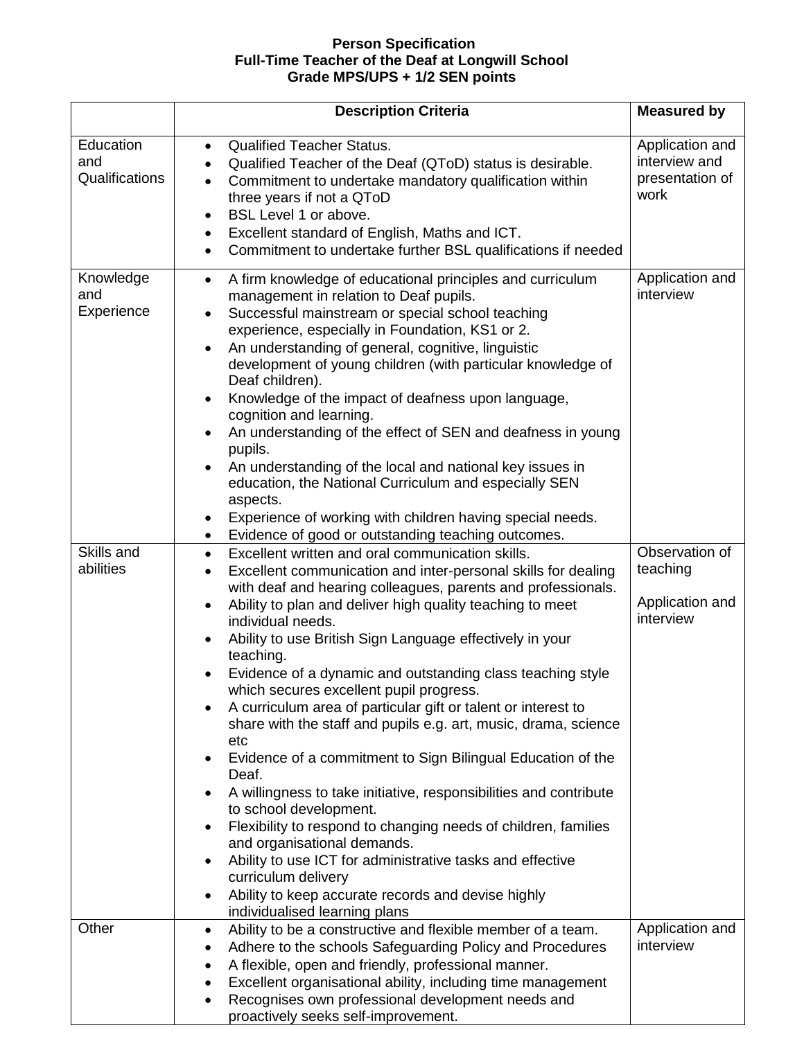**Person Specification**
**Full-Time Teacher of the Deaf at Longwill School**
**Grade MPS/UPS + 1/2 SEN points**

| | **Description Criteria** | **Measured by** |
|---|---|---|
| Education and Qualifications | • Qualified Teacher Status.<br>• Qualified Teacher of the Deaf (QToD) status is desirable.<br>• Commitment to undertake mandatory qualification within three years if not a QToD<br>• BSL Level 1 or above.<br>• Excellent standard of English, Maths and ICT.<br>• Commitment to undertake further BSL qualifications if needed | Application and interview and presentation of work |
| Knowledge and Experience | • A firm knowledge of educational principles and curriculum management in relation to Deaf pupils.<br>• Successful mainstream or special school teaching experience, especially in Foundation, KS1 or 2.<br>• An understanding of general, cognitive, linguistic development of young children (with particular knowledge of Deaf children).<br>• Knowledge of the impact of deafness upon language, cognition and learning.<br>• An understanding of the effect of SEN and deafness in young pupils.<br>• An understanding of the local and national key issues in education, the National Curriculum and especially SEN aspects.<br>• Experience of working with children having special needs.<br>• Evidence of good or outstanding teaching outcomes. | Application and interview |
| Skills and abilities | • Excellent written and oral communication skills.<br>• Excellent communication and inter-personal skills for dealing with deaf and hearing colleagues, parents and professionals.<br>• Ability to plan and deliver high quality teaching to meet individual needs.<br>• Ability to use British Sign Language effectively in your teaching.<br>• Evidence of a dynamic and outstanding class teaching style which secures excellent pupil progress.<br>• A curriculum area of particular gift or talent or interest to share with the staff and pupils e.g. art, music, drama, science etc<br>• Evidence of a commitment to Sign Bilingual Education of the Deaf.<br>• A willingness to take initiative, responsibilities and contribute to school development.<br>• Flexibility to respond to changing needs of children, families and organisational demands.<br>• Ability to use ICT for administrative tasks and effective curriculum delivery<br>• Ability to keep accurate records and devise highly individualised learning plans | Observation of teaching<br><br>Application and interview |
| Other | • Ability to be a constructive and flexible member of a team.<br>• Adhere to the schools Safeguarding Policy and Procedures<br>• A flexible, open and friendly, professional manner.<br>• Excellent organisational ability, including time management<br>• Recognises own professional development needs and proactively seeks self-improvement. | Application and interview |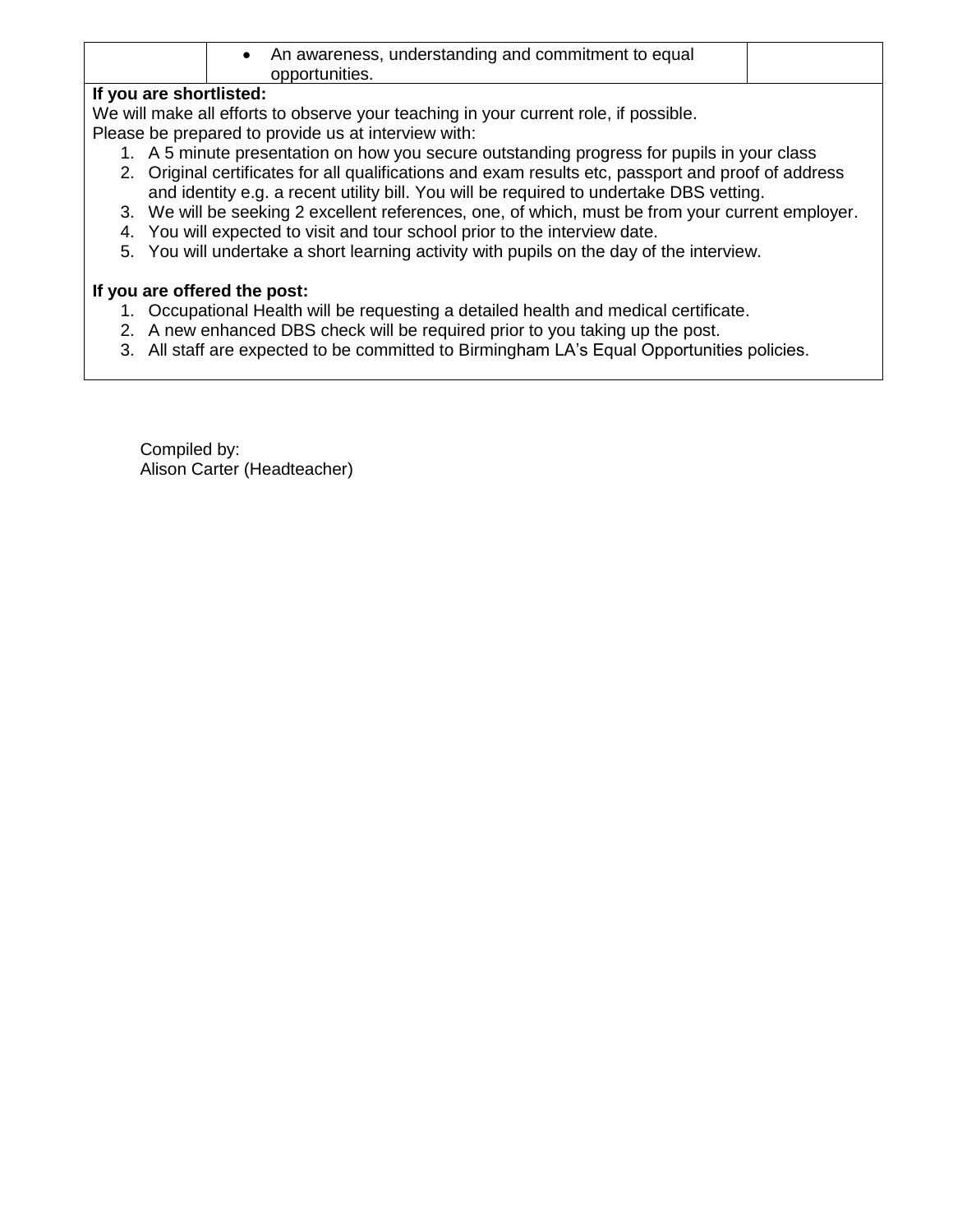| | | |
|---|---|---|
| | • An awareness, understanding and commitment to equal opportunities. | |

**If you are shortlisted:**

We will make all efforts to observe your teaching in your current role, if possible.

Please be prepared to provide us at interview with:

1. A 5 minute presentation on how you secure outstanding progress for pupils in your class
2. Original certificates for all qualifications and exam results etc, passport and proof of address and identity e.g. a recent utility bill. You will be required to undertake DBS vetting.
3. We will be seeking 2 excellent references, one, of which, must be from your current employer.
4. You will expected to visit and tour school prior to the interview date.
5. You will undertake a short learning activity with pupils on the day of the interview.

**If you are offered the post:**

1. Occupational Health will be requesting a detailed health and medical certificate.
2. A new enhanced DBS check will be required prior to you taking up the post.
3. All staff are expected to be committed to Birmingham LA's Equal Opportunities policies.

Compiled by:
Alison Carter (Headteacher)